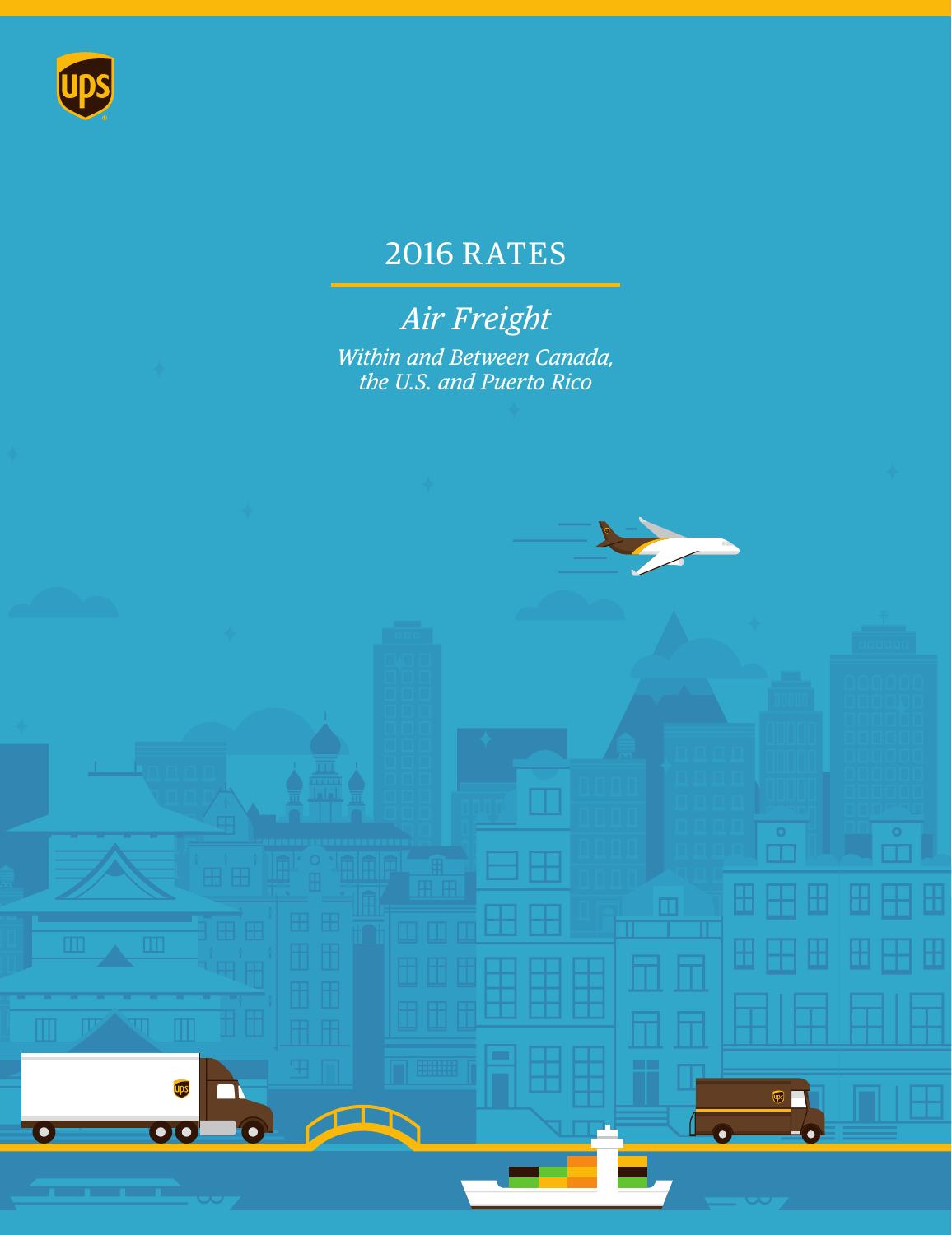# 2016 RATES

## *Air Freight*

*Within and Between Canada, the U.S. and Puerto Rico*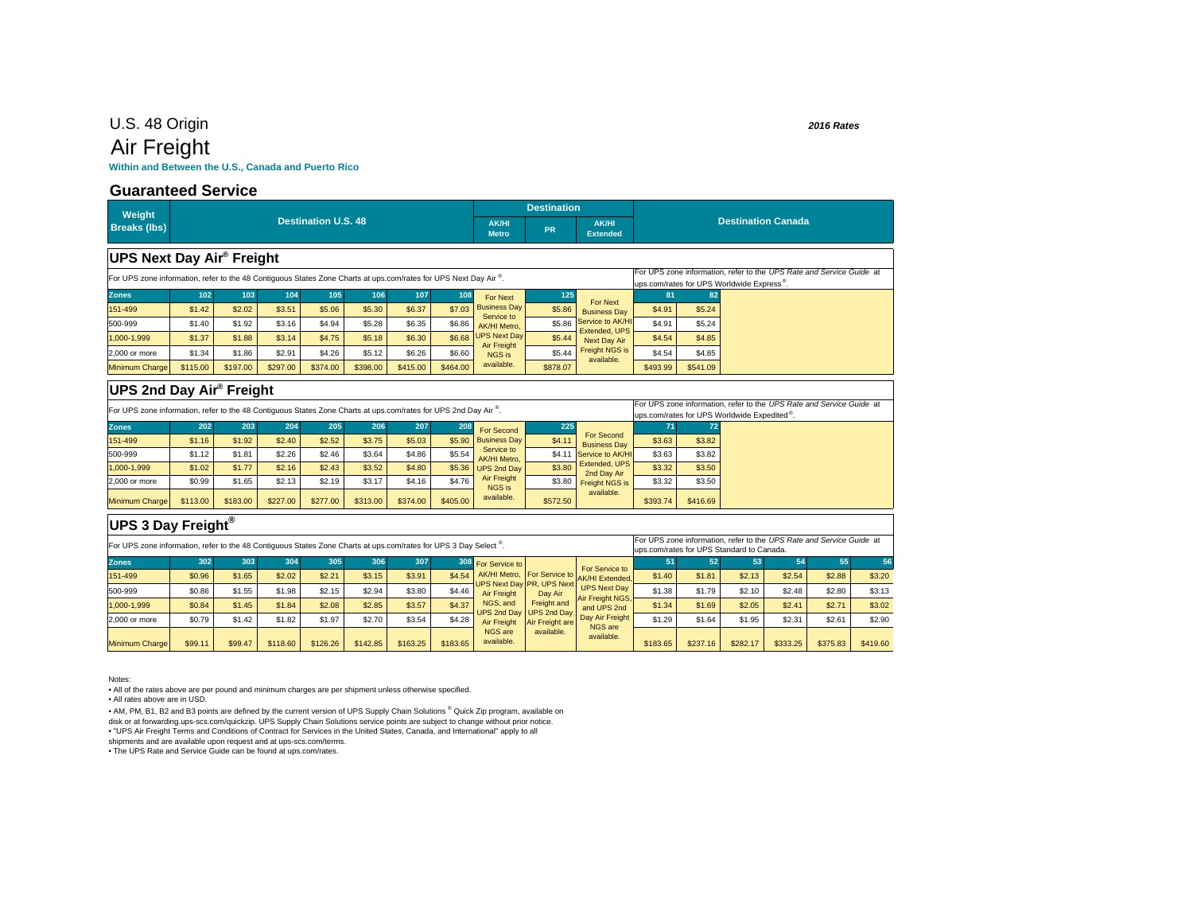# U.S. 48 Origin

# Air Freight

**Within and Between the U.S., Canada and Puerto Rico**

*2016 Rates*

## Guaranteed Service

| Weight Breaks (lbs) | Destination U.S. 48 | Destination AK/HI Metro | Destination PR | Destination AK/HI Extended | Destination Canada |
|---|---|---|---|---|---|

### UPS Next Day Air® Freight

For UPS zone information, refer to the 48 Contiguous States Zone Charts at ups.com/rates for UPS Next Day Air®.

For UPS zone information, refer to the *UPS Rate and Service Guide* at ups.com/rates for UPS Worldwide Express®.

| Zones | 102 | 103 | 104 | 105 | 106 | 107 | 108 | AK/HI Metro | 125 | AK/HI Extended | 81 | 82 |
|---|---|---|---|---|---|---|---|---|---|---|---|---|
| 151-499 | $1.42 | $2.02 | $3.51 | $5.06 | $5.30 | $6.37 | $7.03 | For Next Business Day Service to AK/HI Metro, UPS Next Day Air Freight NGS is available. | $5.86 | For Next Business Day Service to AK/HI Extended, UPS Next Day Air Freight NGS is available. | $4.91 | $5.24 |
| 500-999 | $1.40 | $1.92 | $3.16 | $4.94 | $5.28 | $6.35 | $6.86 | | $5.86 | | $4.91 | $5.24 |
| 1,000-1,999 | $1.37 | $1.88 | $3.14 | $4.75 | $5.18 | $6.30 | $6.68 | | $5.44 | | $4.54 | $4.85 |
| 2,000 or more | $1.34 | $1.86 | $2.91 | $4.26 | $5.12 | $6.26 | $6.60 | | $5.44 | | $4.54 | $4.85 |
| Minimum Charge | $115.00 | $197.00 | $297.00 | $374.00 | $398.00 | $415.00 | $464.00 | | $878.07 | | $493.99 | $541.09 |

### UPS 2nd Day Air® Freight

For UPS zone information, refer to the 48 Contiguous States Zone Charts at ups.com/rates for UPS 2nd Day Air®.

For UPS zone information, refer to the *UPS Rate and Service Guide* at ups.com/rates for UPS Worldwide Expedited®.

| Zones | 202 | 203 | 204 | 205 | 206 | 207 | 208 | AK/HI Metro | 225 | AK/HI Extended | 71 | 72 |
|---|---|---|---|---|---|---|---|---|---|---|---|---|
| 151-499 | $1.16 | $1.92 | $2.40 | $2.52 | $3.75 | $5.03 | $5.90 | For Second Business Day Service to AK/HI Metro, UPS 2nd Day Air Freight NGS is available. | $4.11 | For Second Business Day Service to AK/HI Extended, UPS 2nd Day Air Freight NGS is available. | $3.63 | $3.82 |
| 500-999 | $1.12 | $1.81 | $2.26 | $2.46 | $3.64 | $4.86 | $5.54 | | $4.11 | | $3.63 | $3.82 |
| 1,000-1,999 | $1.02 | $1.77 | $2.16 | $2.43 | $3.52 | $4.80 | $5.36 | | $3.80 | | $3.32 | $3.50 |
| 2,000 or more | $0.99 | $1.65 | $2.13 | $2.19 | $3.17 | $4.16 | $4.76 | | $3.80 | | $3.32 | $3.50 |
| Minimum Charge | $113.00 | $183.00 | $227.00 | $277.00 | $313.00 | $374.00 | $405.00 | | $572.50 | | $393.74 | $416.69 |

### UPS 3 Day Freight®

For UPS zone information, refer to the 48 Contiguous States Zone Charts at ups.com/rates for UPS 3 Day Select®.

For UPS zone information, refer to the *UPS Rate and Service Guide* at ups.com/rates for UPS Standard to Canada.

| Zones | 302 | 303 | 304 | 305 | 306 | 307 | 308 | AK/HI Metro | PR | AK/HI Extended | 51 | 52 | 53 | 54 | 55 | 56 |
|---|---|---|---|---|---|---|---|---|---|---|---|---|---|---|---|---|
| 151-499 | $0.96 | $1.65 | $2.02 | $2.21 | $3.15 | $3.91 | $4.54 | For Service to AK/HI Metro, UPS Next Day Air Freight NGS, and UPS 2nd Day Air Freight NGS are available. | For Service to PR, UPS Next Day Air Freight and UPS 2nd Day Air Freight are available. | For Service to AK/HI Extended, UPS Next Day Air Freight NGS, and UPS 2nd Day Air Freight NGS are available. | $1.40 | $1.81 | $2.13 | $2.54 | $2.88 | $3.20 |
| 500-999 | $0.86 | $1.55 | $1.98 | $2.15 | $2.94 | $3.80 | $4.46 | | | | $1.38 | $1.79 | $2.10 | $2.48 | $2.80 | $3.13 |
| 1,000-1,999 | $0.84 | $1.45 | $1.84 | $2.08 | $2.85 | $3.57 | $4.37 | | | | $1.34 | $1.69 | $2.05 | $2.41 | $2.71 | $3.02 |
| 2,000 or more | $0.79 | $1.42 | $1.82 | $1.97 | $2.70 | $3.54 | $4.28 | | | | $1.29 | $1.64 | $1.95 | $2.31 | $2.61 | $2.90 |
| Minimum Charge | $99.11 | $99.47 | $118.60 | $126.26 | $142.85 | $163.25 | $183.65 | | | | $183.65 | $237.16 | $282.17 | $333.25 | $375.83 | $419.60 |

Notes:

- All of the rates above are per pound and minimum charges are per shipment unless otherwise specified.
- All rates above are in USD.
- AM, PM, B1, B2 and B3 points are defined by the current version of UPS Supply Chain Solutions® Quick Zip program, available on disk or at forwarding.ups-scs.com/quickzip. UPS Supply Chain Solutions service points are subject to change without prior notice.
- "UPS Air Freight Terms and Conditions of Contract for Services in the United States, Canada, and International" apply to all shipments and are available upon request and at ups-scs.com/terms.
- The UPS Rate and Service Guide can be found at ups.com/rates.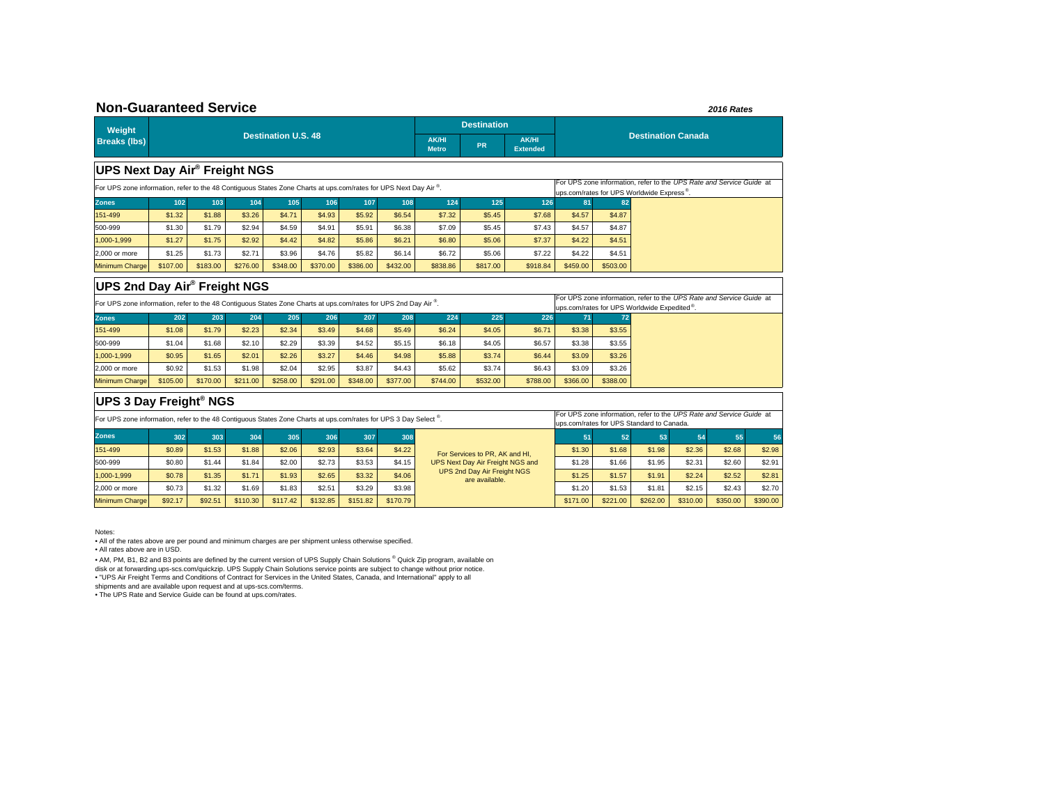## Non-Guaranteed Service

*2016 Rates*

| Weight Breaks (lbs) | Destination U.S. 48 | | | | | | | Destination | | | Destination Canada | | | | | |
|---|---|---|---|---|---|---|---|---|---|---|---|---|---|---|---|---|
| | | | | | | | | AK/HI Metro | PR | AK/HI Extended | | | | | | |

### UPS Next Day Air® Freight NGS

For UPS zone information, refer to the 48 Contiguous States Zone Charts at ups.com/rates for UPS Next Day Air®.

For UPS zone information, refer to the *UPS Rate and Service Guide* at ups.com/rates for UPS Worldwide Express®.

| Zones | 102 | 103 | 104 | 105 | 106 | 107 | 108 | 124 | 125 | 126 | 81 | 82 |
|---|---|---|---|---|---|---|---|---|---|---|---|---|
| 151-499 | $1.32 | $1.88 | $3.26 | $4.71 | $4.93 | $5.92 | $6.54 | $7.32 | $5.45 | $7.68 | $4.57 | $4.87 |
| 500-999 | $1.30 | $1.79 | $2.94 | $4.59 | $4.91 | $5.91 | $6.38 | $7.09 | $5.45 | $7.43 | $4.57 | $4.87 |
| 1,000-1,999 | $1.27 | $1.75 | $2.92 | $4.42 | $4.82 | $5.86 | $6.21 | $6.80 | $5.06 | $7.37 | $4.22 | $4.51 |
| 2,000 or more | $1.25 | $1.73 | $2.71 | $3.96 | $4.76 | $5.82 | $6.14 | $6.72 | $5.06 | $7.22 | $4.22 | $4.51 |
| Minimum Charge | $107.00 | $183.00 | $276.00 | $348.00 | $370.00 | $386.00 | $432.00 | $838.86 | $817.00 | $918.84 | $459.00 | $503.00 |

### UPS 2nd Day Air® Freight NGS

For UPS zone information, refer to the 48 Contiguous States Zone Charts at ups.com/rates for UPS 2nd Day Air®.

For UPS zone information, refer to the *UPS Rate and Service Guide* at ups.com/rates for UPS Worldwide Expedited®.

| Zones | 202 | 203 | 204 | 205 | 206 | 207 | 208 | 224 | 225 | 226 | 71 | 72 |
|---|---|---|---|---|---|---|---|---|---|---|---|---|
| 151-499 | $1.08 | $1.79 | $2.23 | $2.34 | $3.49 | $4.68 | $5.49 | $6.24 | $4.05 | $6.71 | $3.38 | $3.55 |
| 500-999 | $1.04 | $1.68 | $2.10 | $2.29 | $3.39 | $4.52 | $5.15 | $6.18 | $4.05 | $6.57 | $3.38 | $3.55 |
| 1,000-1,999 | $0.95 | $1.65 | $2.01 | $2.26 | $3.27 | $4.46 | $4.98 | $5.88 | $3.74 | $6.44 | $3.09 | $3.26 |
| 2,000 or more | $0.92 | $1.53 | $1.98 | $2.04 | $2.95 | $3.87 | $4.43 | $5.62 | $3.74 | $6.43 | $3.09 | $3.26 |
| Minimum Charge | $105.00 | $170.00 | $211.00 | $258.00 | $291.00 | $348.00 | $377.00 | $744.00 | $532.00 | $788.00 | $366.00 | $388.00 |

### UPS 3 Day Freight® NGS

For UPS zone information, refer to the 48 Contiguous States Zone Charts at ups.com/rates for UPS 3 Day Select®.

For UPS zone information, refer to the *UPS Rate and Service Guide* at ups.com/rates for UPS Standard to Canada.

For Services to PR, AK and HI, UPS Next Day Air Freight NGS and UPS 2nd Day Air Freight NGS are available.

| Zones | 302 | 303 | 304 | 305 | 306 | 307 | 308 | 51 | 52 | 53 | 54 | 55 | 56 |
|---|---|---|---|---|---|---|---|---|---|---|---|---|---|
| 151-499 | $0.89 | $1.53 | $1.88 | $2.06 | $2.93 | $3.64 | $4.22 | $1.30 | $1.68 | $1.98 | $2.36 | $2.68 | $2.98 |
| 500-999 | $0.80 | $1.44 | $1.84 | $2.00 | $2.73 | $3.53 | $4.15 | $1.28 | $1.66 | $1.95 | $2.31 | $2.60 | $2.91 |
| 1,000-1,999 | $0.78 | $1.35 | $1.71 | $1.93 | $2.65 | $3.32 | $4.06 | $1.25 | $1.57 | $1.91 | $2.24 | $2.52 | $2.81 |
| 2,000 or more | $0.73 | $1.32 | $1.69 | $1.83 | $2.51 | $3.29 | $3.98 | $1.20 | $1.53 | $1.81 | $2.15 | $2.43 | $2.70 |
| Minimum Charge | $92.17 | $92.51 | $110.30 | $117.42 | $132.85 | $151.82 | $170.79 | $171.00 | $221.00 | $262.00 | $310.00 | $350.00 | $390.00 |

Notes:

- All of the rates above are per pound and minimum charges are per shipment unless otherwise specified.
- All rates above are in USD.
- AM, PM, B1, B2 and B3 points are defined by the current version of UPS Supply Chain Solutions® Quick Zip program, available on disk or at forwarding.ups-scs.com/quickzip. UPS Supply Chain Solutions service points are subject to change without prior notice.
- "UPS Air Freight Terms and Conditions of Contract for Services in the United States, Canada, and International" apply to all shipments and are available upon request and at ups-scs.com/terms.
- The UPS Rate and Service Guide can be found at ups.com/rates.